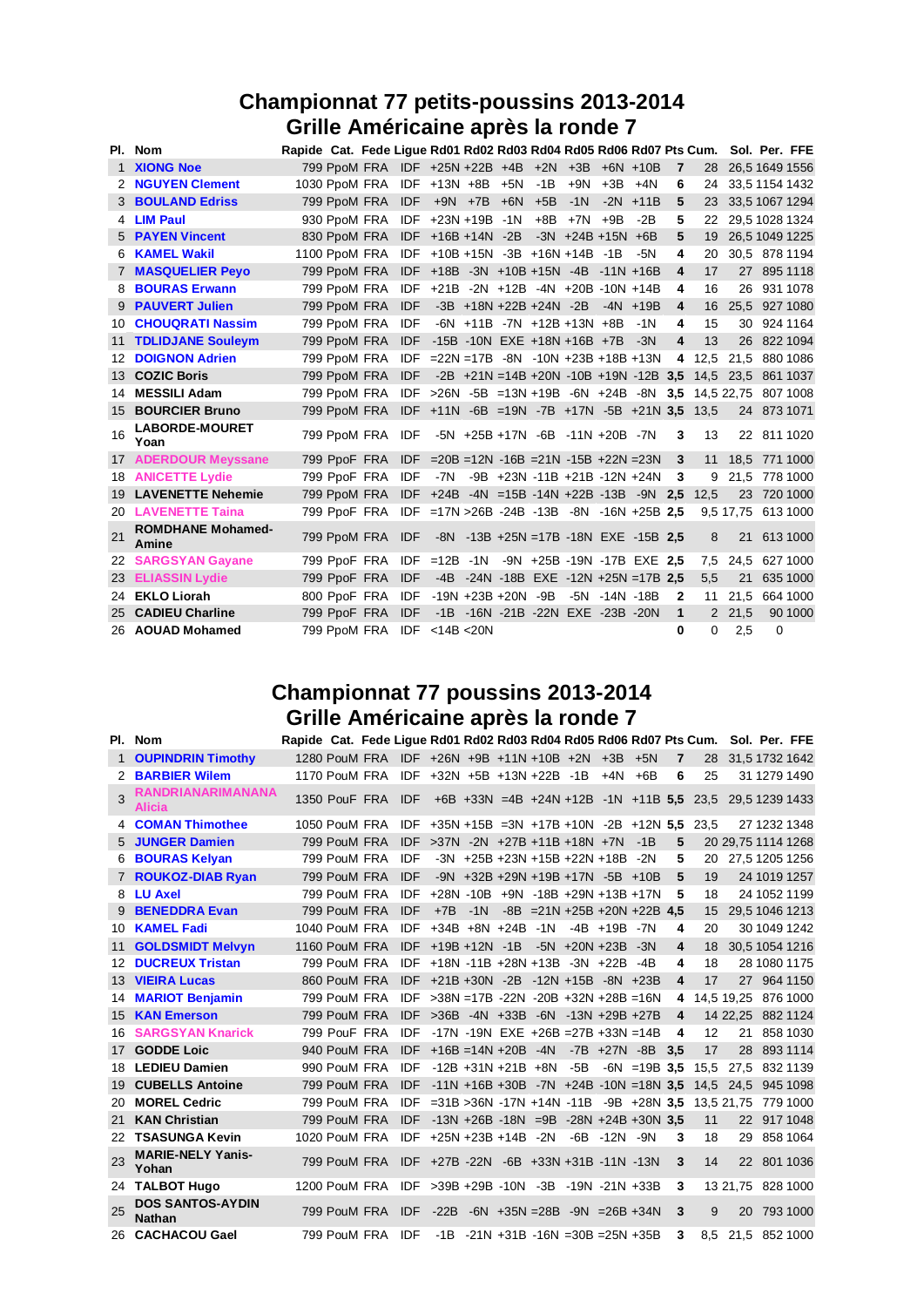# Championnat 77 petits-poussins 2013-2014
## Grille Américaine après la ronde 7

| Pl. | Nom | Rapide | Cat. | Fede | Ligue | Rd01 | Rd02 | Rd03 | Rd04 | Rd05 | Rd06 | Rd07 | Pts | Cum. | Sol. | Per. | FFE |
|---|---|---|---|---|---|---|---|---|---|---|---|---|---|---|---|---|---|
| 1 | XIONG Noe | 799 | PpoM | FRA | IDF | +25N | +22B | +4B | +2N | +3B | +6N | +10B | 7 | 28 | 26,5 | 1649 | 1556 |
| 2 | NGUYEN Clement | 1030 | PpoM | FRA | IDF | +13N | +8B | +5N | -1B | +9N | +3B | +4N | 6 | 24 | 33,5 | 1154 | 1432 |
| 3 | BOULAND Edriss | 799 | PpoM | FRA | IDF | +9N | +7B | +6N | +5B | -1N | -2N | +11B | 5 | 23 | 33,5 | 1067 | 1294 |
| 4 | LIM Paul | 930 | PpoM | FRA | IDF | +23N | +19B | -1N | +8B | +7N | +9B | -2B | 5 | 22 | 29,5 | 1028 | 1324 |
| 5 | PAYEN Vincent | 830 | PpoM | FRA | IDF | +16B | +14N | -2B | -3N | +24B | +15N | +6B | 5 | 19 | 26,5 | 1049 | 1225 |
| 6 | KAMEL Wakil | 1100 | PpoM | FRA | IDF | +10B | +15N | -3B | +16N | +14B | -1B | -5N | 4 | 20 | 30,5 | 878 | 1194 |
| 7 | MASQUELIER Peyo | 799 | PpoM | FRA | IDF | +18B | -3N | +10B | +15N | -4B | -11N | +16B | 4 | 17 | 27 | 895 | 1118 |
| 8 | BOURAS Erwann | 799 | PpoM | FRA | IDF | +21B | -2N | +12B | -4N | +20B | -10N | +14B | 4 | 16 | 26 | 931 | 1078 |
| 9 | PAUVERT Julien | 799 | PpoM | FRA | IDF | -3B | +18N | +22B | +24N | -2B | -4N | +19B | 4 | 16 | 25,5 | 927 | 1080 |
| 10 | CHOUQRATI Nassim | 799 | PpoM | FRA | IDF | -6N | +11B | -7N | +12B | +13N | +8B | -1N | 4 | 15 | 30 | 924 | 1164 |
| 11 | TDLIDJANE Souleym | 799 | PpoM | FRA | IDF | -15B | -10N | EXE | +18N | +16B | +7B | -3N | 4 | 13 | 26 | 822 | 1094 |
| 12 | DOIGNON Adrien | 799 | PpoM | FRA | IDF | =22N | =17B | -8N | -10N | +23B | +18B | +13N | 4 | 12,5 | 21,5 | 880 | 1086 |
| 13 | COZIC Boris | 799 | PpoM | FRA | IDF | -2B | +21N | =14B | +20N | -10B | +19N | -12B | 3,5 | 14,5 | 23,5 | 861 | 1037 |
| 14 | MESSILI Adam | 799 | PpoM | FRA | IDF | >26N | -5B | =13N | +19B | -6N | +24B | -8N | 3,5 | 14,5 | 22,75 | 807 | 1008 |
| 15 | BOURCIER Bruno | 799 | PpoM | FRA | IDF | +11N | -6B | =19N | -7B | +17N | -5B | +21N | 3,5 | 13,5 | 24 | 873 | 1071 |
| 16 | LABORDE-MOURET Yoan | 799 | PpoM | FRA | IDF | -5N | +25B | +17N | -6B | -11N | +20B | -7N | 3 | 13 | 22 | 811 | 1020 |
| 17 | ADERDOUR Meyssane | 799 | PpoF | FRA | IDF | =20B | =12N | -16B | =21N | -15B | +22N | =23N | 3 | 11 | 18,5 | 771 | 1000 |
| 18 | ANICETTE Lydie | 799 | PpoF | FRA | IDF | -7N | -9B | +23N | -11B | +21B | -12N | +24N | 3 | 9 | 21,5 | 778 | 1000 |
| 19 | LAVENETTE Nehemie | 799 | PpoM | FRA | IDF | +24B | -4N | =15B | -14N | +22B | -13B | -9N | 2,5 | 12,5 | 23 | 720 | 1000 |
| 20 | LAVENETTE Taina | 799 | PpoF | FRA | IDF | =17N | >26B | -24B | -13B | -8N | -16N | +25B | 2,5 | 9,5 | 17,75 | 613 | 1000 |
| 21 | ROMDHANE Mohamed-Amine | 799 | PpoM | FRA | IDF | -8N | -13B | +25N | =17B | -18N | EXE | -15B | 2,5 | 8 | 21 | 613 | 1000 |
| 22 | SARGSYAN Gayane | 799 | PpoF | FRA | IDF | =12B | -1N | -9N | +25B | -19N | -17B | EXE | 2,5 | 7,5 | 24,5 | 627 | 1000 |
| 23 | ELIASSIN Lydie | 799 | PpoF | FRA | IDF | -4B | -24N | -18B | EXE | -12N | +25N | =17B | 2,5 | 5,5 | 21 | 635 | 1000 |
| 24 | EKLO Liorah | 800 | PpoF | FRA | IDF | -19N | +23B | +20N | -9B | -5N | -14N | -18B | 2 | 11 | 21,5 | 664 | 1000 |
| 25 | CADIEU Charline | 799 | PpoF | FRA | IDF | -1B | -16N | -21B | -22N | EXE | -23B | -20N | 1 | 2 | 21,5 | 90 | 1000 |
| 26 | AOUAD Mohamed | 799 | PpoM | FRA | IDF | <14B | <20N | | | | | | 0 | 0 | 2,5 | 0 | |

# Championnat 77 poussins 2013-2014
## Grille Américaine après la ronde 7

| Pl. | Nom | Rapide | Cat. | Fede | Ligue | Rd01 | Rd02 | Rd03 | Rd04 | Rd05 | Rd06 | Rd07 | Pts | Cum. | Sol. | Per. | FFE |
|---|---|---|---|---|---|---|---|---|---|---|---|---|---|---|---|---|---|
| 1 | OUPINDRIN Timothy | 1280 | PouM | FRA | IDF | +26N | +9B | +11N | +10B | +2N | +3B | +5N | 7 | 28 | 31,5 | 1732 | 1642 |
| 2 | BARBIER Wilem | 1170 | PouM | FRA | IDF | +32N | +5B | +13N | +22B | -1B | +4N | +6B | 6 | 25 | 31 | 1279 | 1490 |
| 3 | RANDRIANARIMANANA Alicia | 1350 | PouF | FRA | IDF | +6B | +33N | =4B | +24N | +12B | -1N | +11B | 5,5 | 23,5 | 29,5 | 1239 | 1433 |
| 4 | COMAN Thimothee | 1050 | PouM | FRA | IDF | +35N | +15B | =3N | +17B | +10N | -2B | +12N | 5,5 | 23,5 | 27 | 1232 | 1348 |
| 5 | JUNGER Damien | 799 | PouM | FRA | IDF | >37N | -2N | +27B | +11B | +18N | +7N | -1B | 5 | 20 | 29,75 | 1114 | 1268 |
| 6 | BOURAS Kelyan | 799 | PouM | FRA | IDF | -3N | +25B | +23N | +15B | +22N | +18B | -2N | 5 | 20 | 27,5 | 1205 | 1256 |
| 7 | ROUKOZ-DIAB Ryan | 799 | PouM | FRA | IDF | -9N | +32B | +29N | +19B | +17N | -5B | +10B | 5 | 19 | 24 | 1019 | 1257 |
| 8 | LU Axel | 799 | PouM | FRA | IDF | +28N | -10B | +9N | -18B | +29N | +13B | +17N | 5 | 18 | 24 | 1052 | 1199 |
| 9 | BENEDDRA Evan | 799 | PouM | FRA | IDF | +7B | -1N | -8B | =21N | +25B | +20N | +22B | 4,5 | 15 | 29,5 | 1046 | 1213 |
| 10 | KAMEL Fadi | 1040 | PouM | FRA | IDF | +34B | +8N | +24B | -1N | -4B | +19B | -7N | 4 | 20 | 30 | 1049 | 1242 |
| 11 | GOLDSMIDT Melvyn | 1160 | PouM | FRA | IDF | +19B | +12N | -1B | -5N | +20N | +23B | -3N | 4 | 18 | 30,5 | 1054 | 1216 |
| 12 | DUCREUX Tristan | 799 | PouM | FRA | IDF | +18N | -11B | +28N | +13B | -3N | +22B | -4B | 4 | 18 | 28 | 1080 | 1175 |
| 13 | VIEIRA Lucas | 860 | PouM | FRA | IDF | +21B | +30N | -2B | -12N | +15B | -8N | +23B | 4 | 17 | 27 | 964 | 1150 |
| 14 | MARIOT Benjamin | 799 | PouM | FRA | IDF | >38N | =17B | -22N | -20B | +32N | +28B | =16N | 4 | 14,5 | 19,25 | 876 | 1000 |
| 15 | KAN Emerson | 799 | PouM | FRA | IDF | >36B | -4N | +33B | -6N | -13N | +29B | +27B | 4 | 14 | 22,25 | 882 | 1124 |
| 16 | SARGSYAN Knarick | 799 | PouF | FRA | IDF | -17N | -19N | EXE | +26B | =27B | +33N | =14B | 4 | 12 | 21 | 858 | 1030 |
| 17 | GODDE Loic | 940 | PouM | FRA | IDF | +16B | =14N | +20B | -4N | -7B | +27N | -8B | 3,5 | 17 | 28 | 893 | 1114 |
| 18 | LEDIEU Damien | 990 | PouM | FRA | IDF | -12B | +31N | +21B | +8N | -5B | -6N | =19B | 3,5 | 15,5 | 27,5 | 832 | 1139 |
| 19 | CUBELLS Antoine | 799 | PouM | FRA | IDF | -11N | +16B | +30B | -7N | +24B | -10N | =18N | 3,5 | 14,5 | 24,5 | 945 | 1098 |
| 20 | MOREL Cedric | 799 | PouM | FRA | IDF | =31B | >36N | -17N | +14N | -11B | -9B | +28N | 3,5 | 13,5 | 21,75 | 779 | 1000 |
| 21 | KAN Christian | 799 | PouM | FRA | IDF | -13N | +26B | -18N | =9B | -28N | +24B | +30N | 3,5 | 11 | 22 | 917 | 1048 |
| 22 | TSASUNGA Kevin | 1020 | PouM | FRA | IDF | +25N | +23B | +14B | -2N | -6B | -12N | -9N | 3 | 18 | 29 | 858 | 1064 |
| 23 | MARIE-NELY Yanis-Yohan | 799 | PouM | FRA | IDF | +27B | -22N | -6B | +33N | +31B | -11N | -13N | 3 | 14 | 22 | 801 | 1036 |
| 24 | TALBOT Hugo | 1200 | PouM | FRA | IDF | >39B | +29B | -10N | -3B | -19N | -21N | +33B | 3 | 13 | 21,75 | 828 | 1000 |
| 25 | DOS SANTOS-AYDIN Nathan | 799 | PouM | FRA | IDF | -22B | -6N | +35N | =28B | -9N | =26B | +34N | 3 | 9 | 20 | 793 | 1000 |
| 26 | CACHACOU Gael | 799 | PouM | FRA | IDF | -1B | -21N | +31B | -16N | =30B | =25N | +35B | 3 | 8,5 | 21,5 | 852 | 1000 |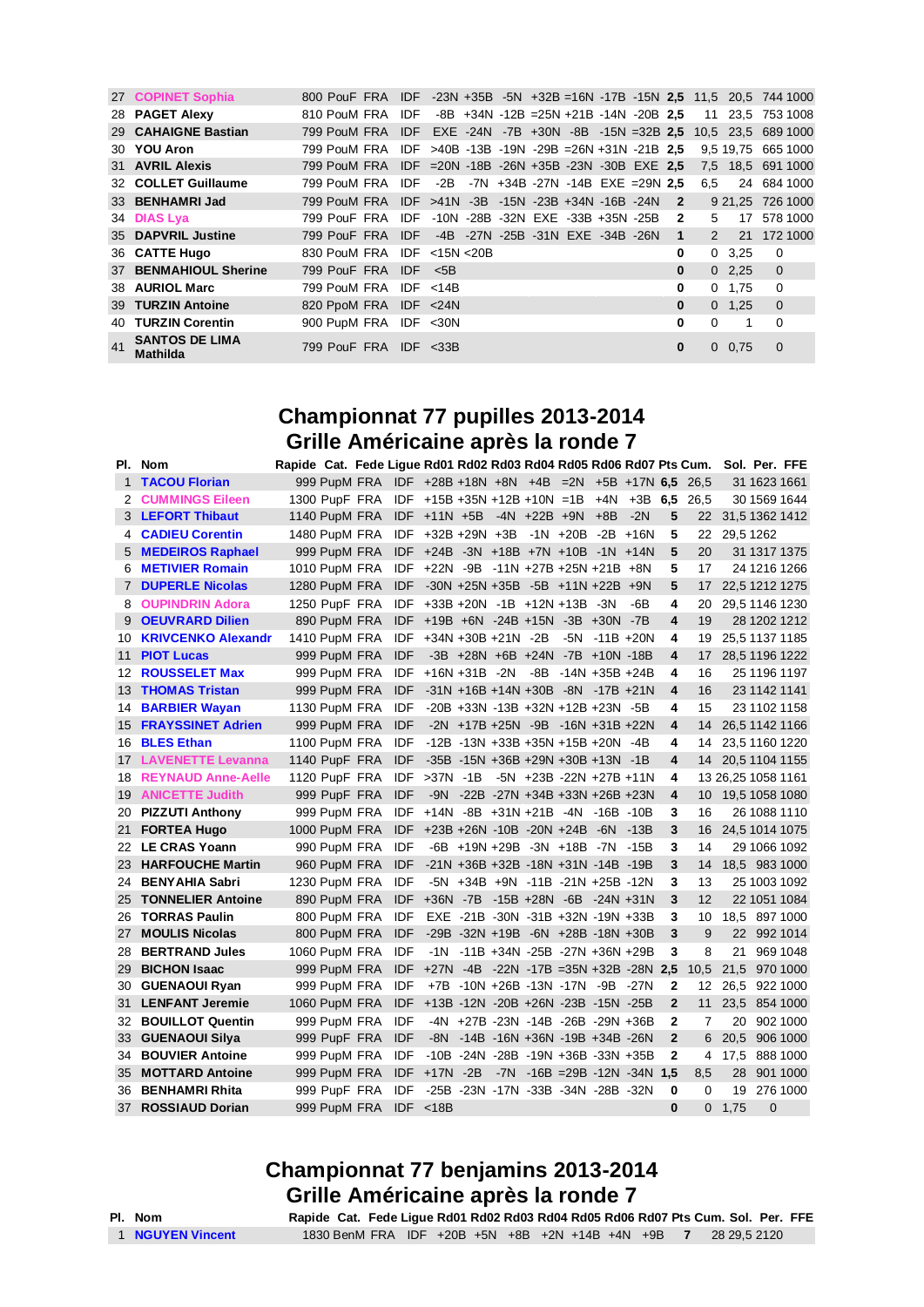| Pl. | Nom | Rapide | Cat. | Fede | Ligue | Rd01 | Rd02 | Rd03 | Rd04 | Rd05 | Rd06 | Rd07 | Pts | Cum. | Sol. | Per. | FFE |
|---|---|---|---|---|---|---|---|---|---|---|---|---|---|---|---|---|---|
| 27 | COPINET Sophia | 800 | PouF | FRA | IDF | -23N | +35B | -5N | +32B | =16N | -17B | -15N | **2,5** | 11,5 | 20,5 | 744 | 1000 |
| 28 | PAGET Alexy | 810 | PouM | FRA | IDF | -8B | +34N | -12B | =25N | +21B | -14N | -20B | **2,5** | 11 | 23,5 | 753 | 1008 |
| 29 | CAHAIGNE Bastian | 799 | PouM | FRA | IDF | EXE | -24N | -7B | +30N | -8B | -15N | =32B | **2,5** | 10,5 | 23,5 | 689 | 1000 |
| 30 | YOU Aron | 799 | PouM | FRA | IDF | >40B | -13B | -19N | -29B | =26N | +31N | -21B | **2,5** | 9,5 | 19,75 | 665 | 1000 |
| 31 | AVRIL Alexis | 799 | PouM | FRA | IDF | =20N | -18B | -26N | +35B | -23N | -30B | EXE | **2,5** | 7,5 | 18,5 | 691 | 1000 |
| 32 | COLLET Guillaume | 799 | PouM | FRA | IDF | -2B | -7N | +34B | -27N | -14B | EXE | =29N | **2,5** | 6,5 | 24 | 684 | 1000 |
| 33 | BENHAMRI Jad | 799 | PouM | FRA | IDF | >41N | -3B | -15N | -23B | +34N | -16B | -24N | **2** | 9 | 21,25 | 726 | 1000 |
| 34 | DIAS Lya | 799 | PouF | FRA | IDF | -10N | -28B | -32N | EXE | -33B | +35N | -25B | **2** | 5 | 17 | 578 | 1000 |
| 35 | DAPVRIL Justine | 799 | PouF | FRA | IDF | -4B | -27N | -25B | -31N | EXE | -34B | -26N | **1** | 2 | 21 | 172 | 1000 |
| 36 | CATTE Hugo | 830 | PouM | FRA | IDF | <15N | <20B | | | | | | **0** | 0 | 3,25 | 0 | |
| 37 | BENMAHIOUL Sherine | 799 | PouF | FRA | IDF | <5B | | | | | | | **0** | 0 | 2,25 | 0 | |
| 38 | AURIOL Marc | 799 | PouM | FRA | IDF | <14B | | | | | | | **0** | 0 | 1,75 | 0 | |
| 39 | TURZIN Antoine | 820 | PpoM | FRA | IDF | <24N | | | | | | | **0** | 0 | 1,25 | 0 | |
| 40 | TURZIN Corentin | 900 | PupM | FRA | IDF | <30N | | | | | | | **0** | 0 | 1 | 0 | |
| 41 | SANTOS DE LIMA Mathilda | 799 | PouF | FRA | IDF | <33B | | | | | | | **0** | 0 | 0,75 | 0 | |

## Championnat 77 pupilles 2013-2014
## Grille Américaine après la ronde 7

| Pl. | Nom | Rapide | Cat. | Fede | Ligue | Rd01 | Rd02 | Rd03 | Rd04 | Rd05 | Rd06 | Rd07 | Pts | Cum. | Sol. | Per. | FFE |
|---|---|---|---|---|---|---|---|---|---|---|---|---|---|---|---|---|---|
| 1 | TACOU Florian | 999 | PupM | FRA | IDF | +28B | +18N | +8N | +4B | =2N | +5B | +17N | **6,5** | 26,5 | 31 | 1623 | 1661 |
| 2 | CUMMINGS Eileen | 1300 | PupF | FRA | IDF | +15B | +35N | +12B | +10N | =1B | +4N | +3B | **6,5** | 26,5 | 30 | 1569 | 1644 |
| 3 | LEFORT Thibaut | 1140 | PupM | FRA | IDF | +11N | +5B | -4N | +22B | +9N | +8B | -2N | **5** | 22 | 31,5 | 1362 | 1412 |
| 4 | CADIEU Corentin | 1480 | PupM | FRA | IDF | +32B | +29N | +3B | -1N | +20B | -2B | +16N | **5** | 22 | 29,5 | 1262 | |
| 5 | MEDEIROS Raphael | 999 | PupM | FRA | IDF | +24B | -3N | +18B | +7N | +10B | -1N | +14N | **5** | 20 | 31 | 1317 | 1375 |
| 6 | METIVIER Romain | 1010 | PupM | FRA | IDF | +22N | -9B | -11N | +27B | +25N | +21B | +8N | **5** | 17 | 24 | 1216 | 1266 |
| 7 | DUPERLE Nicolas | 1280 | PupM | FRA | IDF | -30N | +25N | +35B | -5B | +11N | +22B | +9N | **5** | 17 | 22,5 | 1212 | 1275 |
| 8 | OUPINDRIN Adora | 1250 | PupF | FRA | IDF | +33B | +20N | -1B | +12N | +13B | -3N | -6B | **4** | 20 | 29,5 | 1146 | 1230 |
| 9 | OEUVRARD Dilien | 890 | PupM | FRA | IDF | +19B | +6N | -24B | +15N | -3B | +30N | -7B | **4** | 19 | 28 | 1202 | 1212 |
| 10 | KRIVCENKO Alexandr | 1410 | PupM | FRA | IDF | +34N | +30B | +21N | -2B | -5N | -11B | +20N | **4** | 19 | 25,5 | 1137 | 1185 |
| 11 | PIOT Lucas | 999 | PupM | FRA | IDF | -3B | +28N | +6B | +24N | -7B | +10N | -18B | **4** | 17 | 28,5 | 1196 | 1222 |
| 12 | ROUSSELET Max | 999 | PupM | FRA | IDF | +16N | +31B | -2N | -8B | -14N | +35B | +24B | **4** | 16 | 25 | 1196 | 1197 |
| 13 | THOMAS Tristan | 999 | PupM | FRA | IDF | -31N | +16B | +14N | +30B | -8N | -17B | +21N | **4** | 16 | 23 | 1142 | 1141 |
| 14 | BARBIER Wayan | 1130 | PupM | FRA | IDF | -20B | +33N | -13B | +32N | +12B | +23N | -5B | **4** | 15 | 23 | 1102 | 1158 |
| 15 | FRAYSSINET Adrien | 999 | PupM | FRA | IDF | -2N | +17B | +25N | -9B | -16N | +31B | +22N | **4** | 14 | 26,5 | 1142 | 1166 |
| 16 | BLES Ethan | 1100 | PupM | FRA | IDF | -12B | -13N | +33B | +35N | +15B | +20N | -4B | **4** | 14 | 23,5 | 1160 | 1220 |
| 17 | LAVENETTE Levanna | 1140 | PupF | FRA | IDF | -35B | -15N | +36B | +29N | +30B | +13N | -1B | **4** | 14 | 20,5 | 1104 | 1155 |
| 18 | REYNAUD Anne-Aelle | 1120 | PupF | FRA | IDF | >37N | -1B | -5N | +23B | -22N | +27B | +11N | **4** | 13 | 26,25 | 1058 | 1161 |
| 19 | ANICETTE Judith | 999 | PupF | FRA | IDF | -9N | -22B | -27N | +34B | +33N | +26B | +23N | **4** | 10 | 19,5 | 1058 | 1080 |
| 20 | PIZZUTI Anthony | 999 | PupM | FRA | IDF | +14N | -8B | +31N | +21B | -4N | -16B | -10B | **3** | 16 | 26 | 1088 | 1110 |
| 21 | FORTEA Hugo | 1000 | PupM | FRA | IDF | +23B | +26N | -10B | -20N | +24B | -6N | -13B | **3** | 16 | 24,5 | 1014 | 1075 |
| 22 | LE CRAS Yoann | 990 | PupM | FRA | IDF | -6B | +19N | +29B | -3N | +18B | -7N | -15B | **3** | 14 | 29 | 1066 | 1092 |
| 23 | HARFOUCHE Martin | 960 | PupM | FRA | IDF | -21N | +36B | +32B | -18N | +31N | -14B | -19B | **3** | 14 | 18,5 | 983 | 1000 |
| 24 | BENYAHIA Sabri | 1230 | PupM | FRA | IDF | -5N | +34B | +9N | -11B | -21N | +25B | -12N | **3** | 13 | 25 | 1003 | 1092 |
| 25 | TONNELIER Antoine | 890 | PupM | FRA | IDF | +36N | -7B | -15B | +28N | -6B | -24N | +31N | **3** | 12 | 22 | 1051 | 1084 |
| 26 | TORRAS Paulin | 800 | PupM | FRA | IDF | EXE | -21B | -30N | -31B | +32N | -19N | +33B | **3** | 10 | 18,5 | 897 | 1000 |
| 27 | MOULIS Nicolas | 800 | PupM | FRA | IDF | -29B | -32N | +19B | -6N | +28B | -18N | +30B | **3** | 9 | 22 | 992 | 1014 |
| 28 | BERTRAND Jules | 1060 | PupM | FRA | IDF | -1N | -11B | +34N | -25B | -27N | +36N | +29B | **3** | 8 | 21 | 969 | 1048 |
| 29 | BICHON Isaac | 999 | PupM | FRA | IDF | +27N | -4B | -22N | -17B | =35N | +32B | -28N | **2,5** | 10,5 | 21,5 | 970 | 1000 |
| 30 | GUENAOUI Ryan | 999 | PupM | FRA | IDF | +7B | -10N | +26B | -13N | -17N | -9B | -27N | **2** | 12 | 26,5 | 922 | 1000 |
| 31 | LENFANT Jeremie | 1060 | PupM | FRA | IDF | +13B | -12N | -20B | +26N | -23B | -15N | -25B | **2** | 11 | 23,5 | 854 | 1000 |
| 32 | BOUILLOT Quentin | 999 | PupM | FRA | IDF | -4N | +27B | -23N | -14B | -26B | -29N | +36B | **2** | 7 | 20 | 902 | 1000 |
| 33 | GUENAOUI Silya | 999 | PupF | FRA | IDF | -8N | -14B | -16N | +36N | -19B | +34B | -26N | **2** | 6 | 20,5 | 906 | 1000 |
| 34 | BOUVIER Antoine | 999 | PupM | FRA | IDF | -10B | -24N | -28B | -19N | +36B | -33N | +35B | **2** | 4 | 17,5 | 888 | 1000 |
| 35 | MOTTARD Antoine | 999 | PupM | FRA | IDF | +17N | -2B | -7N | -16B | =29B | -12N | -34N | **1,5** | 8,5 | 28 | 901 | 1000 |
| 36 | BENHAMRI Rhita | 999 | PupF | FRA | IDF | -25B | -23N | -17N | -33B | -34N | -28B | -32N | **0** | 0 | 19 | 276 | 1000 |
| 37 | ROSSIAUD Dorian | 999 | PupM | FRA | IDF | <18B | | | | | | | **0** | 0 | 1,75 | 0 | |

## Championnat 77 benjamins 2013-2014
## Grille Américaine après la ronde 7

| Pl. | Nom | Rapide | Cat. | Fede | Ligue | Rd01 | Rd02 | Rd03 | Rd04 | Rd05 | Rd06 | Rd07 | Pts | Cum. | Sol. | Per. | FFE |
|---|---|---|---|---|---|---|---|---|---|---|---|---|---|---|---|---|---|
| 1 | NGUYEN Vincent | 1830 | BenM | FRA | IDF | +20B | +5N | +8B | +2N | +14B | +4N | +9B | **7** | 28 | 29,5 | 2120 | |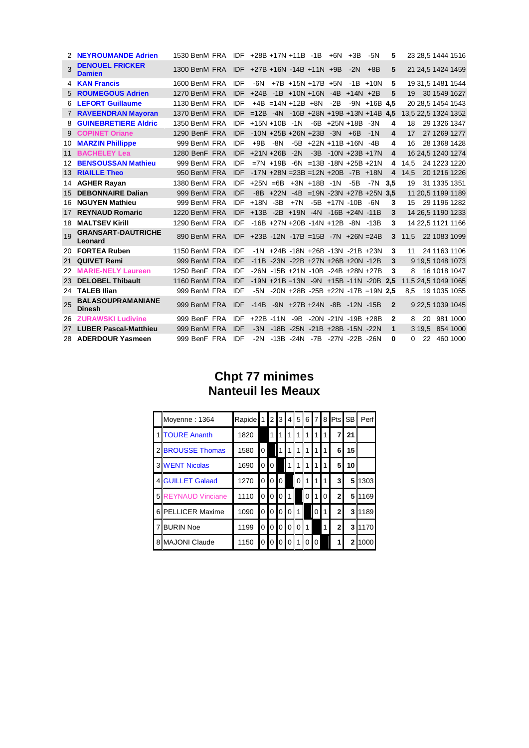| | | | | | | | | | | | | | | | | | | |
|---|---|---|---|---|---|---|---|---|---|---|---|---|---|---|---|---|---|---|
| 2 | **NEYROUMANDE Adrien** | 1530 | BenM | FRA | IDF | +28B | +17N | +11B | -1B | +6N | +3B | -5N | **5** | 23 | 28,5 | 1444 | 1516 |
| 3 | **DENOUEL FRICKER Damien** | 1300 | BenM | FRA | IDF | +27B | +16N | -14B | +11N | +9B | -2N | +8B | **5** | 21 | 24,5 | 1424 | 1459 |
| 4 | **KAN Francis** | 1600 | BenM | FRA | IDF | -6N | +7B | +15N | +17B | +5N | -1B | +10N | **5** | 19 | 31,5 | 1481 | 1544 |
| 5 | **ROUMEGOUS Adrien** | 1270 | BenM | FRA | IDF | +24B | -1B | +10N | +16N | -4B | +14N | +2B | **5** | 19 | 30 | 1549 | 1627 |
| 6 | **LEFORT Guillaume** | 1130 | BenM | FRA | IDF | +4B | =14N | +12B | +8N | -2B | -9N | +16B | **4,5** | 20 | 28,5 | 1454 | 1543 |
| 7 | **RAVEENDRAN Mayoran** | 1370 | BenM | FRA | IDF | =12B | -4N | -16B | +28N | +19B | +13N | +14B | **4,5** | 13,5 | 22,5 | 1324 | 1352 |
| 8 | **GUINEBRETIERE Aldric** | 1350 | BenM | FRA | IDF | +15N | +10B | -1N | -6B | +25N | +18B | -3N | **4** | 18 | 29 | 1326 | 1347 |
| 9 | **COPINET Oriane** | 1290 | BenF | FRA | IDF | -10N | +25B | +26N | +23B | -3N | +6B | -1N | **4** | 17 | 27 | 1269 | 1277 |
| 10 | **MARZIN Phillippe** | 999 | BenM | FRA | IDF | +9B | -8N | -5B | +22N | +11B | +16N | -4B | **4** | 16 | 28 | 1368 | 1428 |
| 11 | **BACHELEY Lea** | 1280 | BenF | FRA | IDF | +21N | +26B | -2N | -3B | -10N | +23B | +17N | **4** | 16 | 24,5 | 1240 | 1274 |
| 12 | **BENSOUSSAN Mathieu** | 999 | BenM | FRA | IDF | =7N | +19B | -6N | =13B | -18N | +25B | +21N | **4** | 14,5 | 24 | 1223 | 1220 |
| 13 | **RIAILLE Theo** | 950 | BenM | FRA | IDF | -17N | +28N | =23B | =12N | +20B | -7B | +18N | **4** | 14,5 | 20 | 1216 | 1226 |
| 14 | **AGHER Rayan** | 1380 | BenM | FRA | IDF | +25N | =6B | +3N | +18B | -1N | -5B | -7N | **3,5** | 19 | 31 | 1335 | 1351 |
| 15 | **DEBONNAIRE Dalian** | 999 | BenM | FRA | IDF | -8B | +22N | -4B | =19N | -23N | +27B | +25N | **3,5** | 11 | 20,5 | 1199 | 1189 |
| 16 | **NGUYEN Mathieu** | 999 | BenM | FRA | IDF | +18N | -3B | +7N | -5B | +17N | -10B | -6N | **3** | 15 | 29 | 1196 | 1282 |
| 17 | **REYNAUD Romaric** | 1220 | BenM | FRA | IDF | +13B | -2B | +19N | -4N | -16B | +24N | -11B | **3** | 14 | 26,5 | 1190 | 1233 |
| 18 | **MALTSEV Kirill** | 1290 | BenM | FRA | IDF | -16B | +27N | +20B | -14N | +12B | -8N | -13B | **3** | 14 | 22,5 | 1121 | 1166 |
| 19 | **GRANSART-DAUTRICHE Leonard** | 890 | BenM | FRA | IDF | +23B | -12N | -17B | =15B | -7N | +26N | =24B | **3** | 11,5 | 22 | 1083 | 1099 |
| 20 | **FORTEA Ruben** | 1150 | BenM | FRA | IDF | -1N | +24B | -18N | +26B | -13N | -21B | +23N | **3** | 11 | 24 | 1163 | 1106 |
| 21 | **QUIVET Remi** | 999 | BenM | FRA | IDF | -11B | -23N | -22B | +27N | +26B | +20N | -12B | **3** | 9 | 19,5 | 1048 | 1073 |
| 22 | **MARIE-NELY Laureen** | 1250 | BenF | FRA | IDF | -26N | -15B | +21N | -10B | -24B | +28N | +27B | **3** | 8 | 16 | 1018 | 1047 |
| 23 | **DELOBEL Thibault** | 1160 | BenM | FRA | IDF | -19N | +21B | =13N | -9N | +15B | -11N | -20B | **2,5** | 11,5 | 24,5 | 1049 | 1065 |
| 24 | **TALEB Ilian** | 999 | BenM | FRA | IDF | -5N | -20N | +28B | -25B | +22N | -17B | =19N | **2,5** | 8,5 | 19 | 1035 | 1055 |
| 25 | **BALASOUPRAMANIANE Dinesh** | 999 | BenM | FRA | IDF | -14B | -9N | +27B | +24N | -8B | -12N | -15B | **2** | 9 | 22,5 | 1039 | 1045 |
| 26 | **ZURAWSKI Ludivine** | 999 | BenF | FRA | IDF | +22B | -11N | -9B | -20N | -21N | -19B | +28B | **2** | 8 | 20 | 981 | 1000 |
| 27 | **LUBER Pascal-Matthieu** | 999 | BenM | FRA | IDF | -3N | -18B | -25N | -21B | +28B | -15N | -22N | **1** | 3 | 19,5 | 854 | 1000 |
| 28 | **ADERDOUR Yasmeen** | 999 | BenF | FRA | IDF | -2N | -13B | -24N | -7B | -27N | -22B | -26N | **0** | 0 | 22 | 460 | 1000 |

# Chpt 77 minimes
# Nanteuil les Meaux

| | Moyenne : 1364 | Rapide | 1 | 2 | 3 | 4 | 5 | 6 | 7 | 8 | Pts | SB | Perf |
|---|---|---|---|---|---|---|---|---|---|---|---|---|---|
| 1 | TOURE Ananth | 1820 | | 1 | 1 | 1 | 1 | 1 | 1 | 1 | 7 | **21** | |
| 2 | BROUSSE Thomas | 1580 | 0 | | 1 | 1 | 1 | 1 | 1 | 1 | 6 | **15** | |
| 3 | WENT Nicolas | 1690 | 0 | 0 | | 1 | 1 | 1 | 1 | 1 | 5 | **10** | |
| 4 | GUILLET Galaad | 1270 | 0 | 0 | 0 | | 0 | 1 | 1 | 1 | 3 | **5** | 1303 |
| 5 | REYNAUD Vinciane | 1110 | 0 | 0 | 0 | 1 | | 0 | 1 | 0 | 2 | **5** | 1169 |
| 6 | PELLICER Maxime | 1090 | 0 | 0 | 0 | 0 | 1 | | 0 | 1 | 2 | **3** | 1189 |
| 7 | BURIN Noe | 1199 | 0 | 0 | 0 | 0 | 0 | 1 | | 1 | 2 | **3** | 1170 |
| 8 | MAJONI Claude | 1150 | 0 | 0 | 0 | 0 | 1 | 0 | 0 | | 1 | **2** | 1000 |